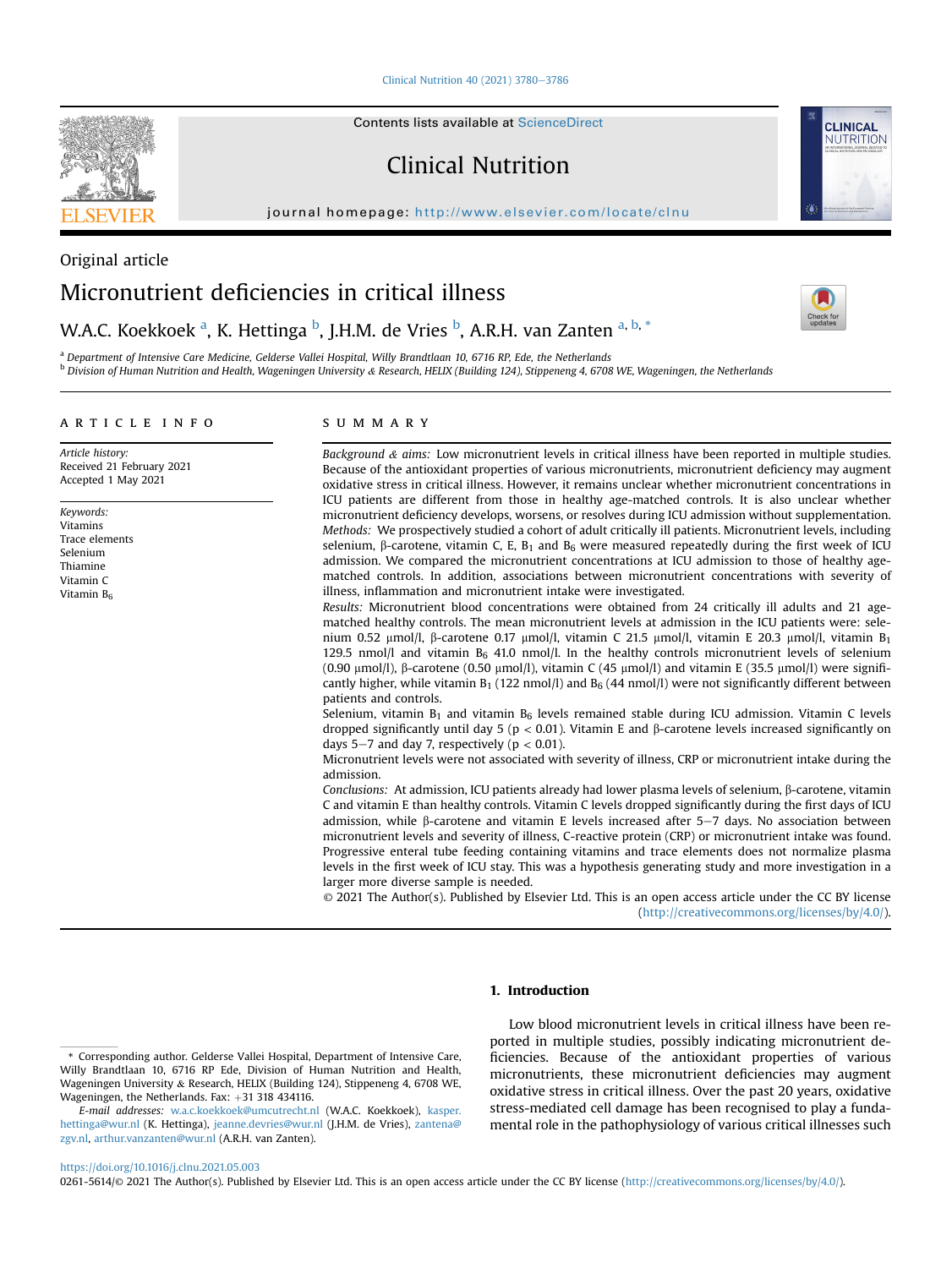Original article

# Micronutrient deficiencies in critical illness

W.A.C. Koekkoek [a], K. Hettinga [b], J.H.M. de Vries [b], A.R.H. van Zanten [a, b, *]

[a] Department of Intensive Care Medicine, Gelderse Vallei Hospital, Willy Brandtlaan 10, 6716 RP, Ede, the Netherlands
[b] Division of Human Nutrition and Health, Wageningen University & Research, HELIX (Building 124), Stippeneng 4, 6708 WE, Wageningen, the Netherlands

## ARTICLE INFO

*Article history:*
Received 21 February 2021
Accepted 1 May 2021

*Keywords:*
Vitamins
Trace elements
Selenium
Thiamine
Vitamin C
Vitamin $B_6$

## SUMMARY

*Background & aims:* Low micronutrient levels in critical illness have been reported in multiple studies. Because of the antioxidant properties of various micronutrients, micronutrient deficiency may augment oxidative stress in critical illness. However, it remains unclear whether micronutrient concentrations in ICU patients are different from those in healthy age-matched controls. It is also unclear whether micronutrient deficiency develops, worsens, or resolves during ICU admission without supplementation.

*Methods:* We prospectively studied a cohort of adult critically ill patients. Micronutrient levels, including selenium, β-carotene, vitamin C, E, $B_1$ and $B_6$ were measured repeatedly during the first week of ICU admission. We compared the micronutrient concentrations at ICU admission to those of healthy age-matched controls. In addition, associations between micronutrient concentrations with severity of illness, inflammation and micronutrient intake were investigated.

*Results:* Micronutrient blood concentrations were obtained from 24 critically ill adults and 21 age-matched healthy controls. The mean micronutrient levels at admission in the ICU patients were: selenium 0.52 μmol/l, β-carotene 0.17 μmol/l, vitamin C 21.5 μmol/l, vitamin E 20.3 μmol/l, vitamin $B_1$ 129.5 nmol/l and vitamin $B_6$ 41.0 nmol/l. In the healthy controls micronutrient levels of selenium (0.90 μmol/l), β-carotene (0.50 μmol/l), vitamin C (45 μmol/l) and vitamin E (35.5 μmol/l) were significantly higher, while vitamin $B_1$ (122 nmol/l) and $B_6$ (44 nmol/l) were not significantly different between patients and controls.

Selenium, vitamin $B_1$ and vitamin $B_6$ levels remained stable during ICU admission. Vitamin C levels dropped significantly until day 5 ($p < 0.01$). Vitamin E and β-carotene levels increased significantly on days 5–7 and day 7, respectively ($p < 0.01$).

Micronutrient levels were not associated with severity of illness, CRP or micronutrient intake during the admission.

*Conclusions:* At admission, ICU patients already had lower plasma levels of selenium, β-carotene, vitamin C and vitamin E than healthy controls. Vitamin C levels dropped significantly during the first days of ICU admission, while β-carotene and vitamin E levels increased after 5–7 days. No association between micronutrient levels and severity of illness, C-reactive protein (CRP) or micronutrient intake was found. Progressive enteral tube feeding containing vitamins and trace elements does not normalize plasma levels in the first week of ICU stay. This was a hypothesis generating study and more investigation in a larger more diverse sample is needed.

© 2021 The Author(s). Published by Elsevier Ltd. This is an open access article under the CC BY license (http://creativecommons.org/licenses/by/4.0/).

## 1. Introduction

Low blood micronutrient levels in critical illness have been reported in multiple studies, possibly indicating micronutrient deficiencies. Because of the antioxidant properties of various micronutrients, these micronutrient deficiencies may augment oxidative stress in critical illness. Over the past 20 years, oxidative stress-mediated cell damage has been recognised to play a fundamental role in the pathophysiology of various critical illnesses such

---

* Corresponding author. Gelderse Vallei Hospital, Department of Intensive Care, Willy Brandtlaan 10, 6716 RP Ede, Division of Human Nutrition and Health, Wageningen University & Research, HELIX (Building 124), Stippeneng 4, 6708 WE, Wageningen, the Netherlands. Fax: +31 318 434116.

*E-mail addresses:* w.a.c.koekkoek@umcutrecht.nl (W.A.C. Koekkoek), kasper.hettinga@wur.nl (K. Hettinga), jeanne.devries@wur.nl (J.H.M. de Vries), zantena@zgv.nl, arthur.vanzanten@wur.nl (A.R.H. van Zanten).

https://doi.org/10.1016/j.clnu.2021.05.003
0261-5614/© 2021 The Author(s). Published by Elsevier Ltd. This is an open access article under the CC BY license (http://creativecommons.org/licenses/by/4.0/).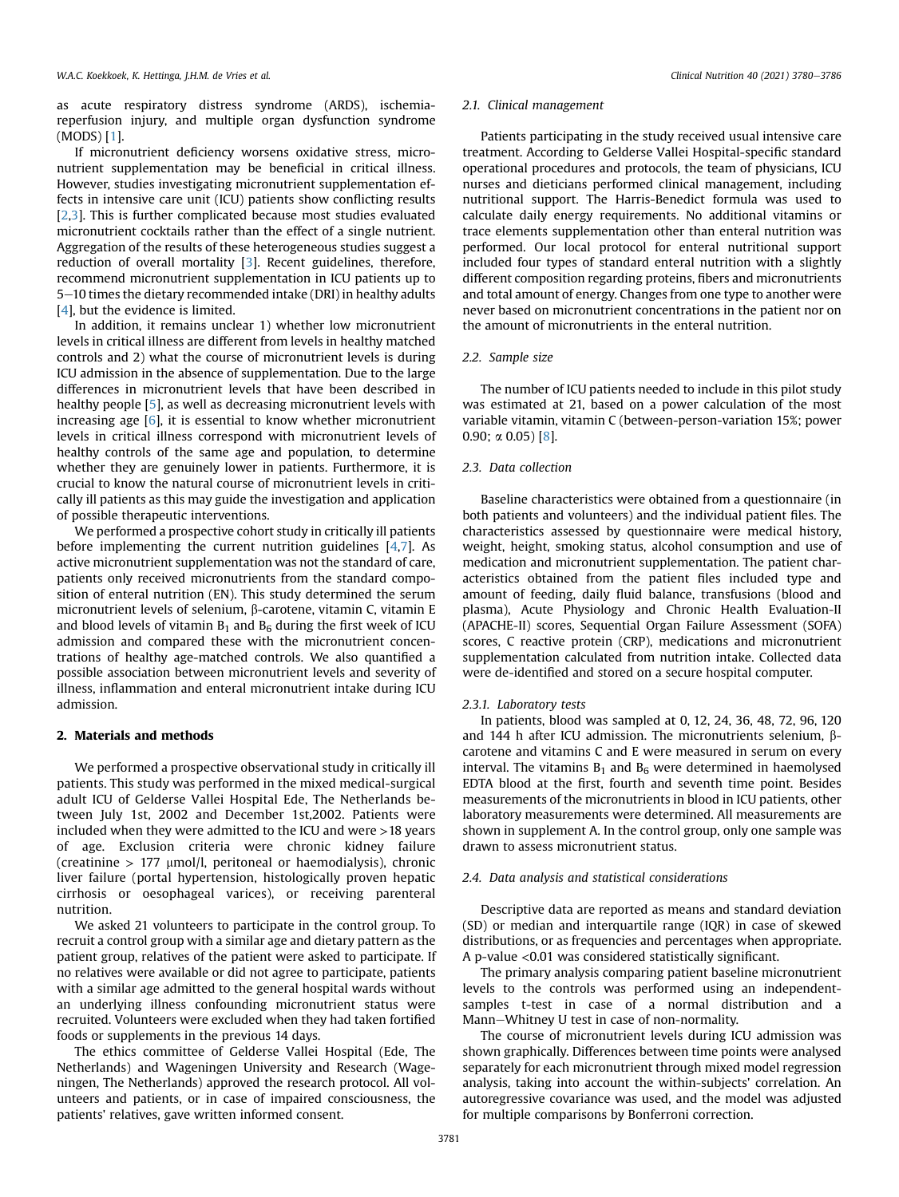as acute respiratory distress syndrome (ARDS), ischemia-reperfusion injury, and multiple organ dysfunction syndrome (MODS) [1].

If micronutrient deficiency worsens oxidative stress, micronutrient supplementation may be beneficial in critical illness. However, studies investigating micronutrient supplementation effects in intensive care unit (ICU) patients show conflicting results [2,3]. This is further complicated because most studies evaluated micronutrient cocktails rather than the effect of a single nutrient. Aggregation of the results of these heterogeneous studies suggest a reduction of overall mortality [3]. Recent guidelines, therefore, recommend micronutrient supplementation in ICU patients up to 5–10 times the dietary recommended intake (DRI) in healthy adults [4], but the evidence is limited.

In addition, it remains unclear 1) whether low micronutrient levels in critical illness are different from levels in healthy matched controls and 2) what the course of micronutrient levels is during ICU admission in the absence of supplementation. Due to the large differences in micronutrient levels that have been described in healthy people [5], as well as decreasing micronutrient levels with increasing age [6], it is essential to know whether micronutrient levels in critical illness correspond with micronutrient levels of healthy controls of the same age and population, to determine whether they are genuinely lower in patients. Furthermore, it is crucial to know the natural course of micronutrient levels in critically ill patients as this may guide the investigation and application of possible therapeutic interventions.

We performed a prospective cohort study in critically ill patients before implementing the current nutrition guidelines [4,7]. As active micronutrient supplementation was not the standard of care, patients only received micronutrients from the standard composition of enteral nutrition (EN). This study determined the serum micronutrient levels of selenium, β-carotene, vitamin C, vitamin E and blood levels of vitamin $B_1$ and $B_6$ during the first week of ICU admission and compared these with the micronutrient concentrations of healthy age-matched controls. We also quantified a possible association between micronutrient levels and severity of illness, inflammation and enteral micronutrient intake during ICU admission.

## 2. Materials and methods

We performed a prospective observational study in critically ill patients. This study was performed in the mixed medical-surgical adult ICU of Gelderse Vallei Hospital Ede, The Netherlands between July 1st, 2002 and December 1st,2002. Patients were included when they were admitted to the ICU and were >18 years of age. Exclusion criteria were chronic kidney failure (creatinine > 177 μmol/l, peritoneal or haemodialysis), chronic liver failure (portal hypertension, histologically proven hepatic cirrhosis or oesophageal varices), or receiving parenteral nutrition.

We asked 21 volunteers to participate in the control group. To recruit a control group with a similar age and dietary pattern as the patient group, relatives of the patient were asked to participate. If no relatives were available or did not agree to participate, patients with a similar age admitted to the general hospital wards without an underlying illness confounding micronutrient status were recruited. Volunteers were excluded when they had taken fortified foods or supplements in the previous 14 days.

The ethics committee of Gelderse Vallei Hospital (Ede, The Netherlands) and Wageningen University and Research (Wageningen, The Netherlands) approved the research protocol. All volunteers and patients, or in case of impaired consciousness, the patients' relatives, gave written informed consent.

### 2.1. Clinical management

Patients participating in the study received usual intensive care treatment. According to Gelderse Vallei Hospital-specific standard operational procedures and protocols, the team of physicians, ICU nurses and dieticians performed clinical management, including nutritional support. The Harris-Benedict formula was used to calculate daily energy requirements. No additional vitamins or trace elements supplementation other than enteral nutrition was performed. Our local protocol for enteral nutritional support included four types of standard enteral nutrition with a slightly different composition regarding proteins, fibers and micronutrients and total amount of energy. Changes from one type to another were never based on micronutrient concentrations in the patient nor on the amount of micronutrients in the enteral nutrition.

### 2.2. Sample size

The number of ICU patients needed to include in this pilot study was estimated at 21, based on a power calculation of the most variable vitamin, vitamin C (between-person-variation 15%; power 0.90; α 0.05) [8].

### 2.3. Data collection

Baseline characteristics were obtained from a questionnaire (in both patients and volunteers) and the individual patient files. The characteristics assessed by questionnaire were medical history, weight, height, smoking status, alcohol consumption and use of medication and micronutrient supplementation. The patient characteristics obtained from the patient files included type and amount of feeding, daily fluid balance, transfusions (blood and plasma), Acute Physiology and Chronic Health Evaluation-II (APACHE-II) scores, Sequential Organ Failure Assessment (SOFA) scores, C reactive protein (CRP), medications and micronutrient supplementation calculated from nutrition intake. Collected data were de-identified and stored on a secure hospital computer.

#### 2.3.1. Laboratory tests

In patients, blood was sampled at 0, 12, 24, 36, 48, 72, 96, 120 and 144 h after ICU admission. The micronutrients selenium, β-carotene and vitamins C and E were measured in serum on every interval. The vitamins $B_1$ and $B_6$ were determined in haemolysed EDTA blood at the first, fourth and seventh time point. Besides measurements of the micronutrients in blood in ICU patients, other laboratory measurements were determined. All measurements are shown in supplement A. In the control group, only one sample was drawn to assess micronutrient status.

### 2.4. Data analysis and statistical considerations

Descriptive data are reported as means and standard deviation (SD) or median and interquartile range (IQR) in case of skewed distributions, or as frequencies and percentages when appropriate. A p-value <0.01 was considered statistically significant.

The primary analysis comparing patient baseline micronutrient levels to the controls was performed using an independent-samples t-test in case of a normal distribution and a Mann–Whitney U test in case of non-normality.

The course of micronutrient levels during ICU admission was shown graphically. Differences between time points were analysed separately for each micronutrient through mixed model regression analysis, taking into account the within-subjects' correlation. An autoregressive covariance was used, and the model was adjusted for multiple comparisons by Bonferroni correction.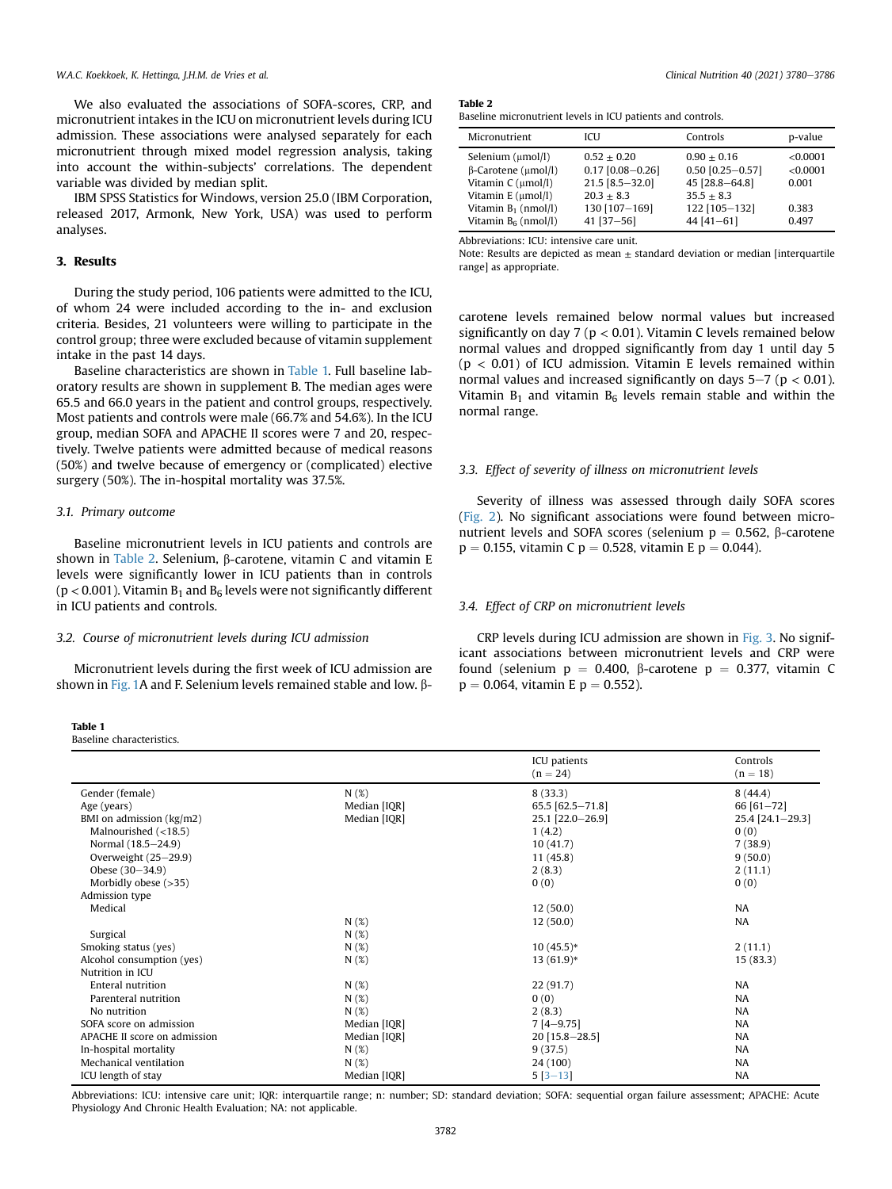We also evaluated the associations of SOFA-scores, CRP, and micronutrient intakes in the ICU on micronutrient levels during ICU admission. These associations were analysed separately for each micronutrient through mixed model regression analysis, taking into account the within-subjects' correlations. The dependent variable was divided by median split.

IBM SPSS Statistics for Windows, version 25.0 (IBM Corporation, released 2017, Armonk, New York, USA) was used to perform analyses.

## 3. Results

During the study period, 106 patients were admitted to the ICU, of whom 24 were included according to the in- and exclusion criteria. Besides, 21 volunteers were willing to participate in the control group; three were excluded because of vitamin supplement intake in the past 14 days.

Baseline characteristics are shown in Table 1. Full baseline laboratory results are shown in supplement B. The median ages were 65.5 and 66.0 years in the patient and control groups, respectively. Most patients and controls were male (66.7% and 54.6%). In the ICU group, median SOFA and APACHE II scores were 7 and 20, respectively. Twelve patients were admitted because of medical reasons (50%) and twelve because of emergency or (complicated) elective surgery (50%). The in-hospital mortality was 37.5%.

### 3.1. Primary outcome

Baseline micronutrient levels in ICU patients and controls are shown in Table 2. Selenium, β-carotene, vitamin C and vitamin E levels were significantly lower in ICU patients than in controls ($p < 0.001$). Vitamin $B_1$ and $B_6$ levels were not significantly different in ICU patients and controls.

### 3.2. Course of micronutrient levels during ICU admission

Micronutrient levels during the first week of ICU admission are shown in Fig. 1A and F. Selenium levels remained stable and low. β-carotene levels remained below normal values but increased significantly on day 7 ($p < 0.01$). Vitamin C levels remained below normal values and dropped significantly from day 1 until day 5 ($p < 0.01$) of ICU admission. Vitamin E levels remained within normal values and increased significantly on days 5–7 ($p < 0.01$). Vitamin $B_1$ and vitamin $B_6$ levels remain stable and within the normal range.

**Table 2**
Baseline micronutrient levels in ICU patients and controls.

| Micronutrient | ICU | Controls | p-value |
|---|---|---|---|
| Selenium (μmol/l) | 0.52 ± 0.20 | 0.90 ± 0.16 | <0.0001 |
| β-Carotene (μmol/l) | 0.17 [0.08–0.26] | 0.50 [0.25–0.57] | <0.0001 |
| Vitamin C (μmol/l) | 21.5 [8.5–32.0] | 45 [28.8–64.8] | 0.001 |
| Vitamin E (μmol/l) | 20.3 ± 8.3 | 35.5 ± 8.3 | |
| Vitamin $B_1$ (nmol/l) | 130 [107–169] | 122 [105–132] | 0.383 |
| Vitamin $B_6$ (nmol/l) | 41 [37–56] | 44 [41–61] | 0.497 |

Abbreviations: ICU: intensive care unit.
Note: Results are depicted as mean ± standard deviation or median [interquartile range] as appropriate.

### 3.3. Effect of severity of illness on micronutrient levels

Severity of illness was assessed through daily SOFA scores (Fig. 2). No significant associations were found between micronutrient levels and SOFA scores (selenium $p = 0.562$, β-carotene $p = 0.155$, vitamin C $p = 0.528$, vitamin E $p = 0.044$).

### 3.4. Effect of CRP on micronutrient levels

CRP levels during ICU admission are shown in Fig. 3. No significant associations between micronutrient levels and CRP were found (selenium $p = 0.400$, β-carotene $p = 0.377$, vitamin C $p = 0.064$, vitamin E $p = 0.552$).

**Table 1**
Baseline characteristics.

| | | ICU patients (n = 24) | Controls (n = 18) |
|---|---|---|---|
| Gender (female) | N (%) | 8 (33.3) | 8 (44.4) |
| Age (years) | Median [IQR] | 65.5 [62.5–71.8] | 66 [61–72] |
| BMI on admission (kg/m2) | Median [IQR] | 25.1 [22.0–26.9] | 25.4 [24.1–29.3] |
| Malnourished (<18.5) | | 1 (4.2) | 0 (0) |
| Normal (18.5–24.9) | | 10 (41.7) | 7 (38.9) |
| Overweight (25–29.9) | | 11 (45.8) | 9 (50.0) |
| Obese (30–34.9) | | 2 (8.3) | 2 (11.1) |
| Morbidly obese (>35) | | 0 (0) | 0 (0) |
| Admission type | | | |
| Medical | | 12 (50.0) | NA |
| | N (%) | 12 (50.0) | NA |
| Surgical | N (%) | | |
| Smoking status (yes) | N (%) | 10 (45.5)* | 2 (11.1) |
| Alcohol consumption (yes) | N (%) | 13 (61.9)* | 15 (83.3) |
| Nutrition in ICU | | | |
| Enteral nutrition | N (%) | 22 (91.7) | NA |
| Parenteral nutrition | N (%) | 0 (0) | NA |
| No nutrition | N (%) | 2 (8.3) | NA |
| SOFA score on admission | Median [IQR] | 7 [4–9.75] | NA |
| APACHE II score on admission | Median [IQR] | 20 [15.8–28.5] | NA |
| In-hospital mortality | N (%) | 9 (37.5) | NA |
| Mechanical ventilation | N (%) | 24 (100) | NA |
| ICU length of stay | Median [IQR] | 5 [3–13] | NA |

Abbreviations: ICU: intensive care unit; IQR: interquartile range; n: number; SD: standard deviation; SOFA: sequential organ failure assessment; APACHE: Acute Physiology And Chronic Health Evaluation; NA: not applicable.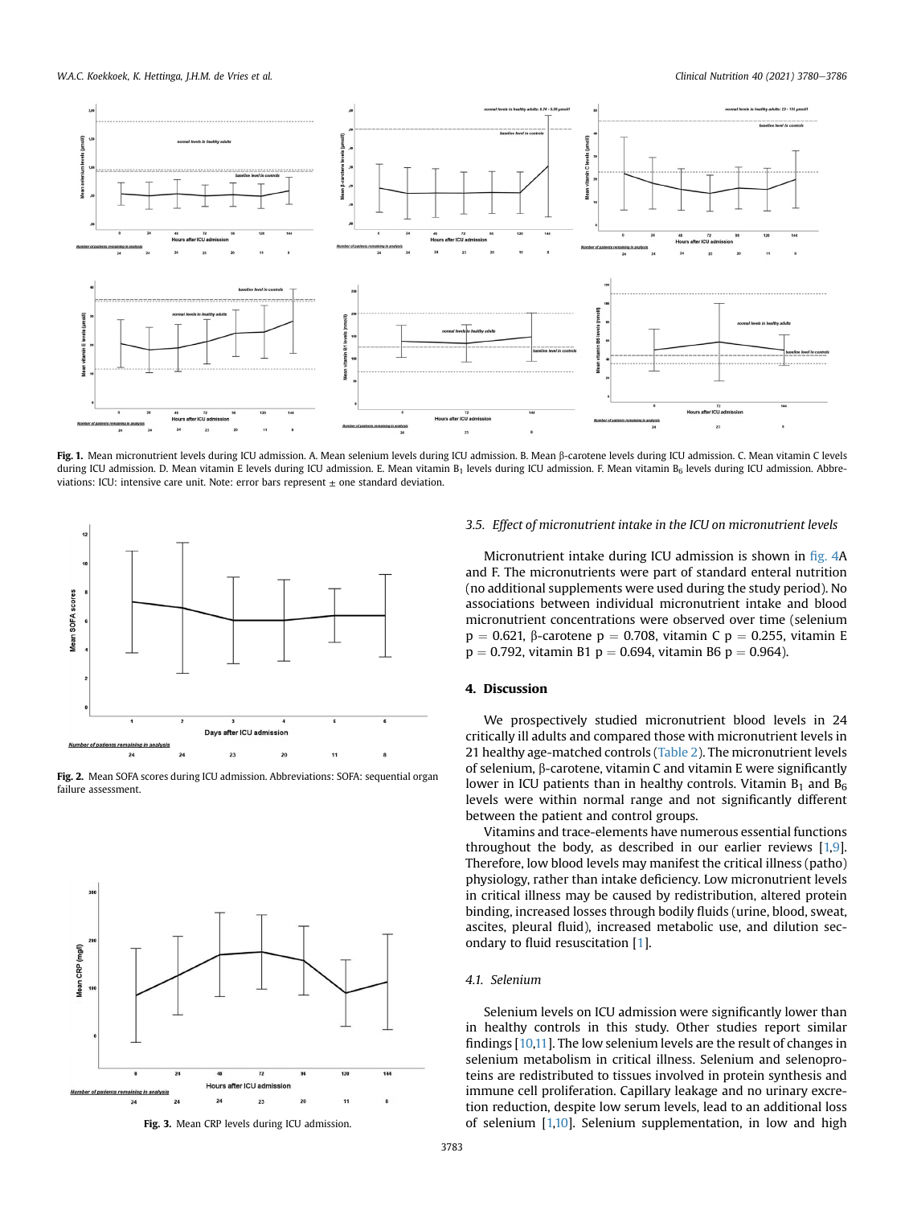**Fig. 1.** Mean micronutrient levels during ICU admission. A. Mean selenium levels during ICU admission. B. Mean β-carotene levels during ICU admission. C. Mean vitamin C levels during ICU admission. D. Mean vitamin E levels during ICU admission. E. Mean vitamin $B_1$ levels during ICU admission. F. Mean vitamin $B_6$ levels during ICU admission. Abbreviations: ICU: intensive care unit. Note: error bars represent ± one standard deviation.

**Fig. 2.** Mean SOFA scores during ICU admission. Abbreviations: SOFA: sequential organ failure assessment.

**Fig. 3.** Mean CRP levels during ICU admission.

### 3.5. Effect of micronutrient intake in the ICU on micronutrient levels

Micronutrient intake during ICU admission is shown in fig. 4A and F. The micronutrients were part of standard enteral nutrition (no additional supplements were used during the study period). No associations between individual micronutrient intake and blood micronutrient concentrations were observed over time (selenium $p = 0.621$, β-carotene $p = 0.708$, vitamin C $p = 0.255$, vitamin E $p = 0.792$, vitamin B1 $p = 0.694$, vitamin B6 $p = 0.964$).

## 4. Discussion

We prospectively studied micronutrient blood levels in 24 critically ill adults and compared those with micronutrient levels in 21 healthy age-matched controls (Table 2). The micronutrient levels of selenium, β-carotene, vitamin C and vitamin E were significantly lower in ICU patients than in healthy controls. Vitamin $B_1$ and $B_6$ levels were within normal range and not significantly different between the patient and control groups.

Vitamins and trace-elements have numerous essential functions throughout the body, as described in our earlier reviews [1,9]. Therefore, low blood levels may manifest the critical illness (patho) physiology, rather than intake deficiency. Low micronutrient levels in critical illness may be caused by redistribution, altered protein binding, increased losses through bodily fluids (urine, blood, sweat, ascites, pleural fluid), increased metabolic use, and dilution secondary to fluid resuscitation [1].

### 4.1. Selenium

Selenium levels on ICU admission were significantly lower than in healthy controls in this study. Other studies report similar findings [10,11]. The low selenium levels are the result of changes in selenium metabolism in critical illness. Selenium and selenoproteins are redistributed to tissues involved in protein synthesis and immune cell proliferation. Capillary leakage and no urinary excretion reduction, despite low serum levels, lead to an additional loss of selenium [1,10]. Selenium supplementation, in low and high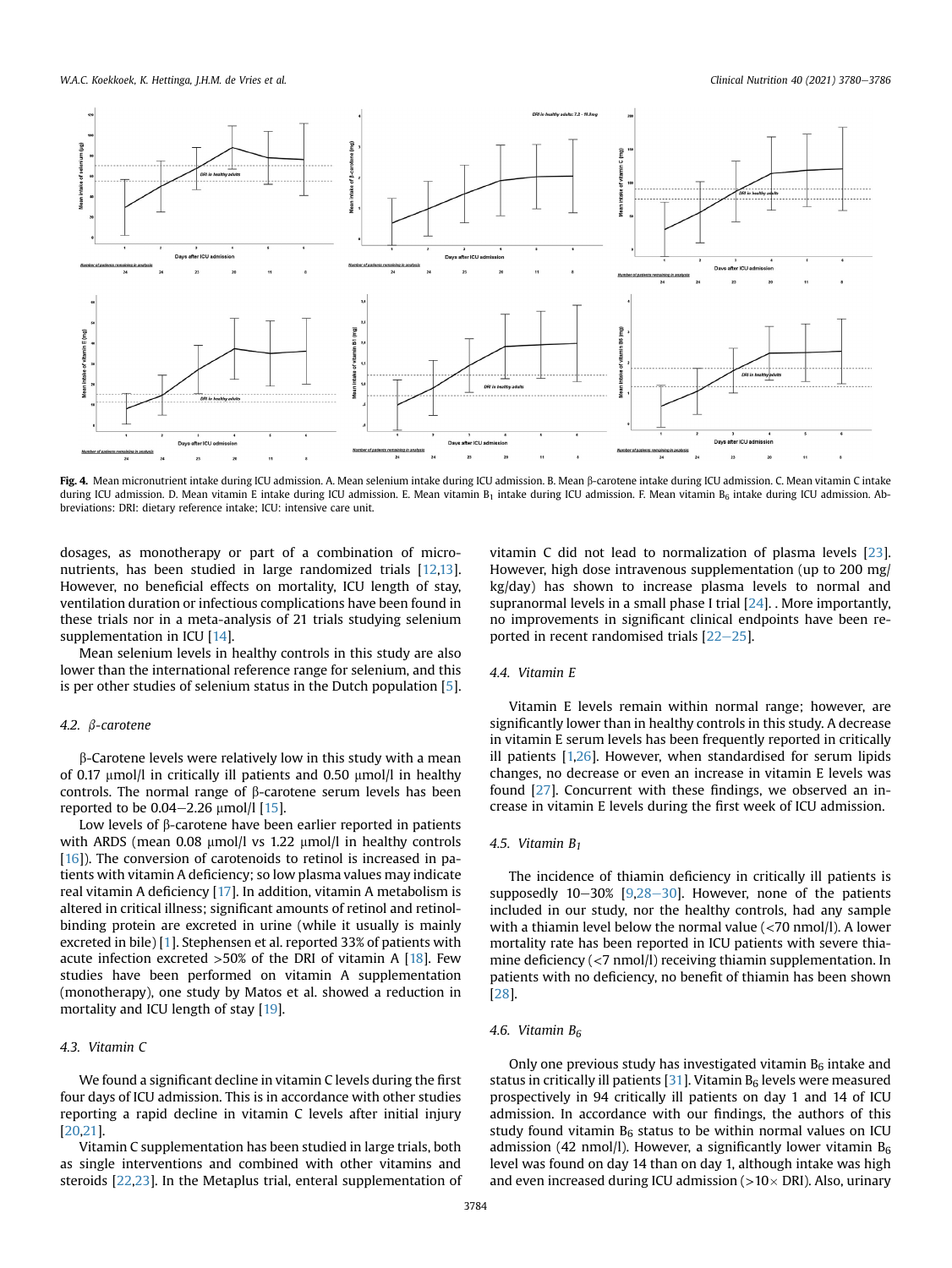Fig. 4. Mean micronutrient intake during ICU admission. A. Mean selenium intake during ICU admission. B. Mean β-carotene intake during ICU admission. C. Mean vitamin C intake during ICU admission. D. Mean vitamin E intake during ICU admission. E. Mean vitamin $B_1$ intake during ICU admission. F. Mean vitamin $B_6$ intake during ICU admission. Abbreviations: DRI: dietary reference intake; ICU: intensive care unit.

dosages, as monotherapy or part of a combination of micronutrients, has been studied in large randomized trials [12,13]. However, no beneficial effects on mortality, ICU length of stay, ventilation duration or infectious complications have been found in these trials nor in a meta-analysis of 21 trials studying selenium supplementation in ICU [14].

Mean selenium levels in healthy controls in this study are also lower than the international reference range for selenium, and this is per other studies of selenium status in the Dutch population [5].

### 4.2. β-carotene

β-Carotene levels were relatively low in this study with a mean of 0.17 μmol/l in critically ill patients and 0.50 μmol/l in healthy controls. The normal range of β-carotene serum levels has been reported to be 0.04–2.26 μmol/l [15].

Low levels of β-carotene have been earlier reported in patients with ARDS (mean 0.08 μmol/l vs 1.22 μmol/l in healthy controls [16]). The conversion of carotenoids to retinol is increased in patients with vitamin A deficiency; so low plasma values may indicate real vitamin A deficiency [17]. In addition, vitamin A metabolism is altered in critical illness; significant amounts of retinol and retinol-binding protein are excreted in urine (while it usually is mainly excreted in bile) [1]. Stephensen et al. reported 33% of patients with acute infection excreted >50% of the DRI of vitamin A [18]. Few studies have been performed on vitamin A supplementation (monotherapy), one study by Matos et al. showed a reduction in mortality and ICU length of stay [19].

### 4.3. Vitamin C

We found a significant decline in vitamin C levels during the first four days of ICU admission. This is in accordance with other studies reporting a rapid decline in vitamin C levels after initial injury [20,21].

Vitamin C supplementation has been studied in large trials, both as single interventions and combined with other vitamins and steroids [22,23]. In the Metaplus trial, enteral supplementation of vitamin C did not lead to normalization of plasma levels [23]. However, high dose intravenous supplementation (up to 200 mg/kg/day) has shown to increase plasma levels to normal and supranormal levels in a small phase I trial [24]. . More importantly, no improvements in significant clinical endpoints have been reported in recent randomised trials [22–25].

### 4.4. Vitamin E

Vitamin E levels remain within normal range; however, are significantly lower than in healthy controls in this study. A decrease in vitamin E serum levels has been frequently reported in critically ill patients [1,26]. However, when standardised for serum lipids changes, no decrease or even an increase in vitamin E levels was found [27]. Concurrent with these findings, we observed an increase in vitamin E levels during the first week of ICU admission.

### 4.5. Vitamin $B_1$

The incidence of thiamin deficiency in critically ill patients is supposedly 10–30% [9,28–30]. However, none of the patients included in our study, nor the healthy controls, had any sample with a thiamin level below the normal value (<70 nmol/l). A lower mortality rate has been reported in ICU patients with severe thiamine deficiency (<7 nmol/l) receiving thiamin supplementation. In patients with no deficiency, no benefit of thiamin has been shown [28].

### 4.6. Vitamin $B_6$

Only one previous study has investigated vitamin $B_6$ intake and status in critically ill patients [31]. Vitamin $B_6$ levels were measured prospectively in 94 critically ill patients on day 1 and 14 of ICU admission. In accordance with our findings, the authors of this study found vitamin $B_6$ status to be within normal values on ICU admission (42 nmol/l). However, a significantly lower vitamin $B_6$ level was found on day 14 than on day 1, although intake was high and even increased during ICU admission (>10× DRI). Also, urinary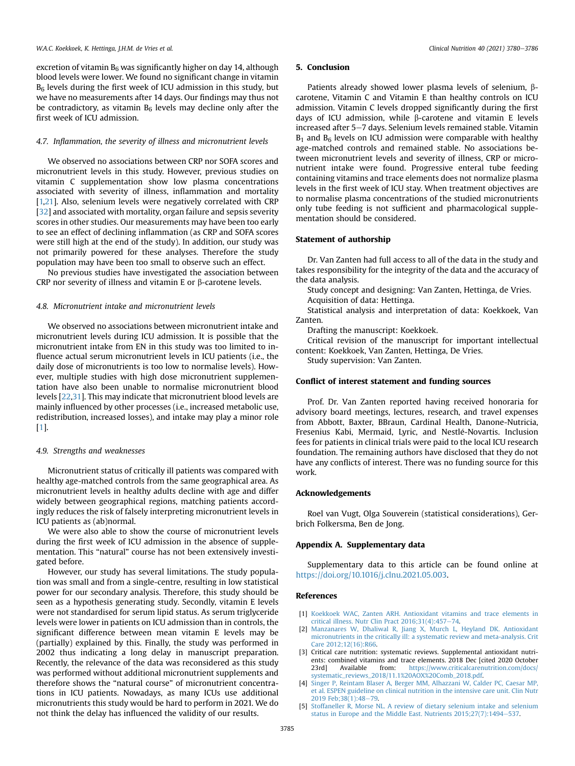excretion of vitamin $B_6$ was significantly higher on day 14, although blood levels were lower. We found no significant change in vitamin $B_6$ levels during the first week of ICU admission in this study, but we have no measurements after 14 days. Our findings may thus not be contradictory, as vitamin $B_6$ levels may decline only after the first week of ICU admission.

### *4.7. Inflammation, the severity of illness and micronutrient levels*

We observed no associations between CRP nor SOFA scores and micronutrient levels in this study. However, previous studies on vitamin C supplementation show low plasma concentrations associated with severity of illness, inflammation and mortality [1,21]. Also, selenium levels were negatively correlated with CRP [32] and associated with mortality, organ failure and sepsis severity scores in other studies. Our measurements may have been too early to see an effect of declining inflammation (as CRP and SOFA scores were still high at the end of the study). In addition, our study was not primarily powered for these analyses. Therefore the study population may have been too small to observe such an effect.

No previous studies have investigated the association between CRP nor severity of illness and vitamin E or β-carotene levels.

### *4.8. Micronutrient intake and micronutrient levels*

We observed no associations between micronutrient intake and micronutrient levels during ICU admission. It is possible that the micronutrient intake from EN in this study was too limited to influence actual serum micronutrient levels in ICU patients (i.e., the daily dose of micronutrients is too low to normalise levels). However, multiple studies with high dose micronutrient supplementation have also been unable to normalise micronutrient blood levels [22,31]. This may indicate that micronutrient blood levels are mainly influenced by other processes (i.e., increased metabolic use, redistribution, increased losses), and intake may play a minor role [1].

### *4.9. Strengths and weaknesses*

Micronutrient status of critically ill patients was compared with healthy age-matched controls from the same geographical area. As micronutrient levels in healthy adults decline with age and differ widely between geographical regions, matching patients accordingly reduces the risk of falsely interpreting micronutrient levels in ICU patients as (ab)normal.

We were also able to show the course of micronutrient levels during the first week of ICU admission in the absence of supplementation. This "natural" course has not been extensively investigated before.

However, our study has several limitations. The study population was small and from a single-centre, resulting in low statistical power for our secondary analysis. Therefore, this study should be seen as a hypothesis generating study. Secondly, vitamin E levels were not standardised for serum lipid status. As serum triglyceride levels were lower in patients on ICU admission than in controls, the significant difference between mean vitamin E levels may be (partially) explained by this. Finally, the study was performed in 2002 thus indicating a long delay in manuscript preparation. Recently, the relevance of the data was reconsidered as this study was performed without additional micronutrient supplements and therefore shows the "natural course" of micronutrient concentrations in ICU patients. Nowadays, as many ICUs use additional micronutrients this study would be hard to perform in 2021. We do not think the delay has influenced the validity of our results.

## 5. Conclusion

Patients already showed lower plasma levels of selenium, β-carotene, Vitamin C and Vitamin E than healthy controls on ICU admission. Vitamin C levels dropped significantly during the first days of ICU admission, while β-carotene and vitamin E levels increased after 5–7 days. Selenium levels remained stable. Vitamin $B_1$ and $B_6$ levels on ICU admission were comparable with healthy age-matched controls and remained stable. No associations between micronutrient levels and severity of illness, CRP or micronutrient intake were found. Progressive enteral tube feeding containing vitamins and trace elements does not normalize plasma levels in the first week of ICU stay. When treatment objectives are to normalise plasma concentrations of the studied micronutrients only tube feeding is not sufficient and pharmacological supplementation should be considered.

## Statement of authorship

Dr. Van Zanten had full access to all of the data in the study and takes responsibility for the integrity of the data and the accuracy of the data analysis.

Study concept and designing: Van Zanten, Hettinga, de Vries.

Acquisition of data: Hettinga.

Statistical analysis and interpretation of data: Koekkoek, Van Zanten.

Drafting the manuscript: Koekkoek.

Critical revision of the manuscript for important intellectual content: Koekkoek, Van Zanten, Hettinga, De Vries.

Study supervision: Van Zanten.

## Conflict of interest statement and funding sources

Prof. Dr. Van Zanten reported having received honoraria for advisory board meetings, lectures, research, and travel expenses from Abbott, Baxter, BBraun, Cardinal Health, Danone-Nutricia, Fresenius Kabi, Mermaid, Lyric, and Nestlé-Novartis. Inclusion fees for patients in clinical trials were paid to the local ICU research foundation. The remaining authors have disclosed that they do not have any conflicts of interest. There was no funding source for this work.

## Acknowledgements

Roel van Vugt, Olga Souverein (statistical considerations), Gerbrich Folkersma, Ben de Jong.

## Appendix A. Supplementary data

Supplementary data to this article can be found online at https://doi.org/10.1016/j.clnu.2021.05.003.

## References

[1] Koekkoek WAC, Zanten ARH. Antioxidant vitamins and trace elements in critical illness. Nutr Clin Pract 2016;31(4):457–74.

[2] Manzanares W, Dhaliwal R, Jiang X, Murch L, Heyland DK. Antioxidant micronutrients in the critically ill: a systematic review and meta-analysis. Crit Care 2012;12(16):R66.

[3] Critical care nutrition: systematic reviews. Supplemental antioxidant nutrients: combined vitamins and trace elements. 2018 Dec [cited 2020 October 23rd] Available from: https://www.criticalcarenutrition.com/docs/systematic_reviews_2018/11.1%20AOX%20Comb_2018.pdf.

[4] Singer P, Reintam Blaser A, Berger MM, Alhazzani W, Calder PC, Caesar MP, et al. ESPEN guideline on clinical nutrition in the intensive care unit. Clin Nutr 2019 Feb;38(1):48–79.

[5] Stoffaneller R, Morse NL. A review of dietary selenium intake and selenium status in Europe and the Middle East. Nutrients 2015;27(7):1494–537.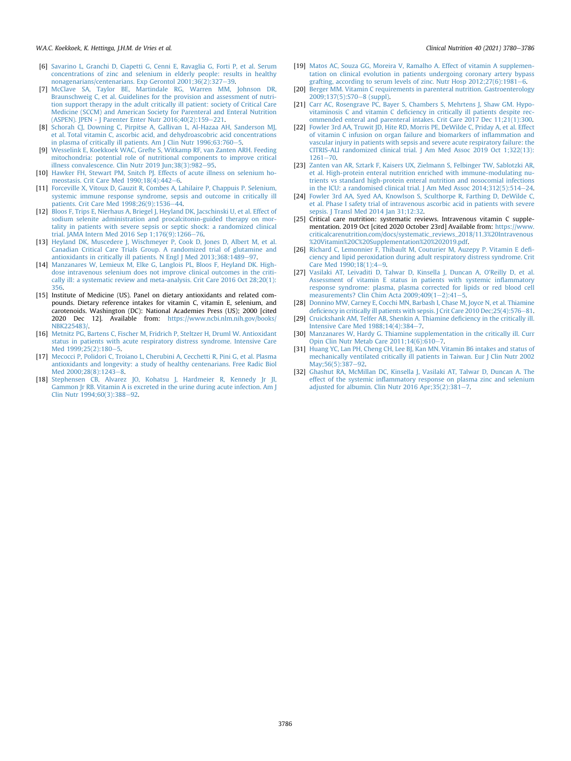[6] Savarino L, Granchi D, Ciapetti G, Cenni E, Ravaglia G, Forti P, et al. Serum concentrations of zinc and selenium in elderly people: results in healthy nonagenarians/centenarians. Exp Gerontol 2001;36(2):327–39.

[7] McClave SA, Taylor BE, Martindale RG, Warren MM, Johnson DR, Braunschweig C, et al. Guidelines for the provision and assessment of nutrition support therapy in the adult critically ill patient: society of Critical Care Medicine (SCCM) and American Society for Parenteral and Enteral Nutrition (ASPEN). JPEN - J Parenter Enter Nutr 2016;40(2):159–221.

[8] Schorah CJ, Downing C, Pirpitse A, Gallivan L, Al-Hazaa AH, Sanderson MJ, et al. Total vitamin C, ascorbic acid, and dehydroascorbic acid concentrations in plasma of critically ill patients. Am J Clin Nutr 1996;63:760–5.

[9] Wesselink E, Koekkoek WAC, Grefte S, Witkamp RF, van Zanten ARH. Feeding mitochondria: potential role of nutritional components to improve critical illness convalescence. Clin Nutr 2019 Jun;38(3):982–95.

[10] Hawker FH, Stewart PM, Snitch PJ. Effects of acute illness on selenium homeostasis. Crit Care Med 1990;18(4):442–6.

[11] Forceville X, Vitoux D, Gauzit R, Combes A, Lahilaire P, Chappuis P. Selenium, systemic immune response syndrome, sepsis and outcome in critically ill patients. Crit Care Med 1998;26(9):1536–44.

[12] Bloos F, Trips E, Nierhaus A, Briegel J, Heyland DK, Jacschinski U, et al. Effect of sodium selenite administration and procalcitonin-guided therapy on mortality in patients with severe sepsis or septic shock: a randomized clinical trial. JAMA Intern Med 2016 Sep 1;176(9):1266–76.

[13] Heyland DK, Muscedere J, Wischmeyer P, Cook D, Jones D, Albert M, et al. Canadian Critical Care Trials Group. A randomized trial of glutamine and antioxidants in critically ill patients. N Engl J Med 2013;368:1489–97.

[14] Manzanares W, Lemieux M, Elke G, Langlois PL, Bloos F, Heyland DK. High-dose intravenous selenium does not improve clinical outcomes in the critically ill: a systematic review and meta-analysis. Crit Care 2016 Oct 28;20(1):356.

[15] Institute of Medicine (US). Panel on dietary antioxidants and related compounds. Dietary reference intakes for vitamin C, vitamin E, selenium, and carotenoids. Washington (DC): National Academies Press (US); 2000 [cited 2020 Dec 12]. Available from: https://www.ncbi.nlm.nih.gov/books/NBK225483/.

[16] Metnitz PG, Bartens C, Fischer M, Fridrich P, Steltzer H, Druml W. Antioxidant status in patients with acute respiratory distress syndrome. Intensive Care Med 1999;25(2):180–5.

[17] Mecocci P, Polidori C, Troiano L, Cherubini A, Cecchetti R, Pini G, et al. Plasma antioxidants and longevity: a study of healthy centenarians. Free Radic Biol Med 2000;28(8):1243–8.

[18] Stephensen CB, Alvarez JO, Kohatsu J, Hardmeier R, Kennedy Jr JI, Gammon Jr RB. Vitamin A is excreted in the urine during acute infection. Am J Clin Nutr 1994;60(3):388–92.

[19] Matos AC, Souza GG, Moreira V, Ramalho A. Effect of vitamin A supplementation on clinical evolution in patients undergoing coronary artery bypass grafting, according to serum levels of zinc. Nutr Hosp 2012;27(6):1981–6.

[20] Berger MM. Vitamin C requirements in parenteral nutrition. Gastroenterology 2009;137(5):S70–8 (suppl).

[21] Carr AC, Rosengrave PC, Bayer S, Chambers S, Mehrtens J, Shaw GM. Hypovitaminosis C and vitamin C deficiency in critically ill patients despite recommended enteral and parenteral intakes. Crit Care 2017 Dec 11;21(1):300.

[22] Fowler 3rd AA, Truwit JD, Hite RD, Morris PE, DeWilde C, Priday A, et al. Effect of vitamin C infusion on organ failure and biomarkers of inflammation and vascular injury in patients with sepsis and severe acute respiratory failure: the CITRIS-ALI randomized clinical trial. J Am Med Assoc 2019 Oct 1;322(13):1261–70.

[23] Zanten van AR, Sztark F, Kaisers UX, Zielmann S, Felbinger TW, Sablotzki AR, et al. High-protein enteral nutrition enriched with immune-modulating nutrients vs standard high-protein enteral nutrition and nosocomial infections in the ICU: a randomised clinical trial. J Am Med Assoc 2014;312(5):514–24.

[24] Fowler 3rd AA, Syed AA, Knowlson S, Sculthorpe R, Farthing D, DeWilde C, et al. Phase I safety trial of intravenous ascorbic acid in patients with severe sepsis. J Transl Med 2014 Jan 31;12:32.

[25] Critical care nutrition: systematic reviews. Intravenous vitamin C supplementation. 2019 Oct [cited 2020 October 23rd] Available from: https://www.criticalcarenutrition.com/docs/systematic_reviews_2018/11.3%20Intravenous%20Vitamin%20C%20Supplementation%20%202019.pdf.

[26] Richard C, Lemonnier F, Thibault M, Couturier M, Auzepy P. Vitamin E deficiency and lipid peroxidation during adult respiratory distress syndrome. Crit Care Med 1990;18(1):4–9.

[27] Vasilaki AT, Leivaditi D, Talwar D, Kinsella J, Duncan A, O'Reilly D, et al. Assessment of vitamin E status in patients with systemic inflammatory response syndrome: plasma, plasma corrected for lipids or red blood cell measurements? Clin Chim Acta 2009;409(1–2):41–5.

[28] Donnino MW, Carney E, Cocchi MN, Barbash I, Chase M, Joyce N, et al. Thiamine deficiency in critically ill patients with sepsis. J Crit Care 2010 Dec;25(4):576–81.

[29] Cruickshank AM, Telfer AB, Shenkin A. Thiamine deficiency in the critically ill. Intensive Care Med 1988;14(4):384–7.

[30] Manzanares W, Hardy G. Thiamine supplementation in the critically ill. Curr Opin Clin Nutr Metab Care 2011;14(6):610–7.

[31] Huang YC, Lan PH, Cheng CH, Lee BJ, Kan MN. Vitamin B6 intakes and status of mechanically ventilated critically ill patients in Taiwan. Eur J Clin Nutr 2002 May;56(5):387–92.

[32] Ghashut RA, McMillan DC, Kinsella J, Vasilaki AT, Talwar D, Duncan A. The effect of the systemic inflammatory response on plasma zinc and selenium adjusted for albumin. Clin Nutr 2016 Apr;35(2):381–7.